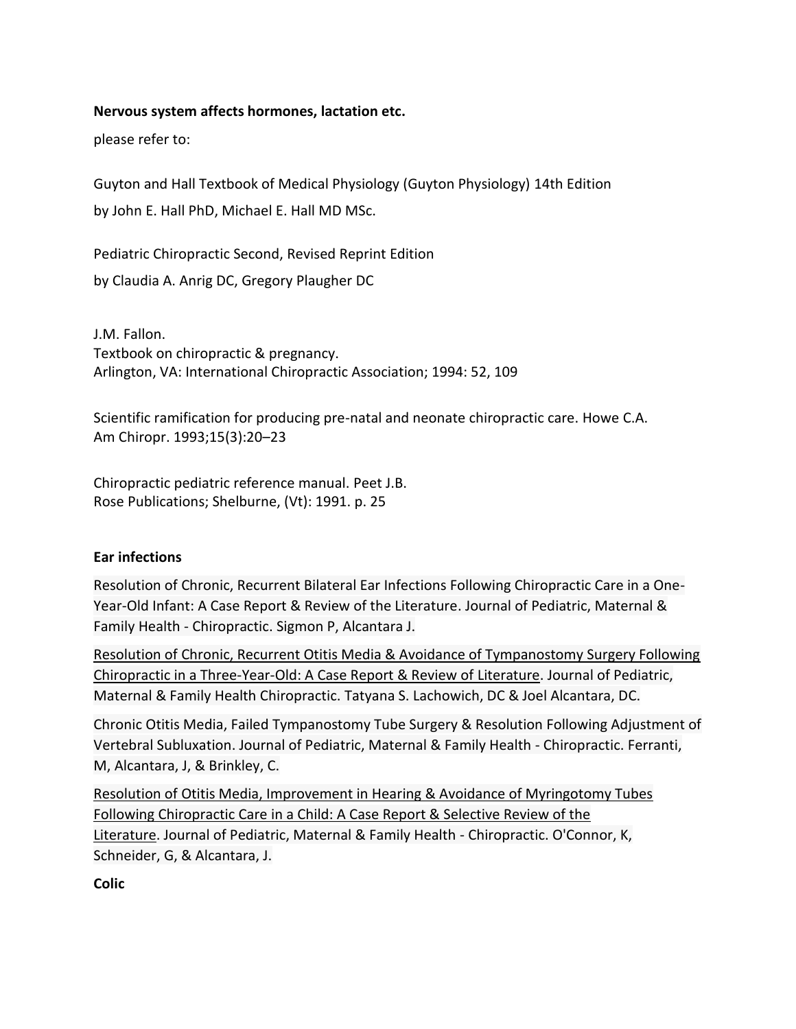**Nervous system affects hormones, lactation etc.**

please refer to:

Guyton and Hall Textbook of Medical Physiology (Guyton Physiology) 14th Edition
by John E. Hall PhD, Michael E. Hall MD MSc.

Pediatric Chiropractic Second, Revised Reprint Edition
by Claudia A. Anrig DC, Gregory Plaugher DC

J.M. Fallon.
Textbook on chiropractic & pregnancy.
Arlington, VA: International Chiropractic Association; 1994: 52, 109

Scientific ramification for producing pre-natal and neonate chiropractic care. Howe C.A.
Am Chiropr. 1993;15(3):20–23

Chiropractic pediatric reference manual. Peet J.B.
Rose Publications; Shelburne, (Vt): 1991. p. 25

**Ear infections**

Resolution of Chronic, Recurrent Bilateral Ear Infections Following Chiropractic Care in a One-Year-Old Infant: A Case Report & Review of the Literature. Journal of Pediatric, Maternal & Family Health - Chiropractic. Sigmon P, Alcantara J.

Resolution of Chronic, Recurrent Otitis Media & Avoidance of Tympanostomy Surgery Following Chiropractic in a Three-Year-Old: A Case Report & Review of Literature. Journal of Pediatric, Maternal & Family Health Chiropractic. Tatyana S. Lachowich, DC & Joel Alcantara, DC.

Chronic Otitis Media, Failed Tympanostomy Tube Surgery & Resolution Following Adjustment of Vertebral Subluxation. Journal of Pediatric, Maternal & Family Health - Chiropractic. Ferranti, M, Alcantara, J, & Brinkley, C.

Resolution of Otitis Media, Improvement in Hearing & Avoidance of Myringotomy Tubes Following Chiropractic Care in a Child: A Case Report & Selective Review of the Literature. Journal of Pediatric, Maternal & Family Health - Chiropractic. O'Connor, K, Schneider, G, & Alcantara, J.

**Colic**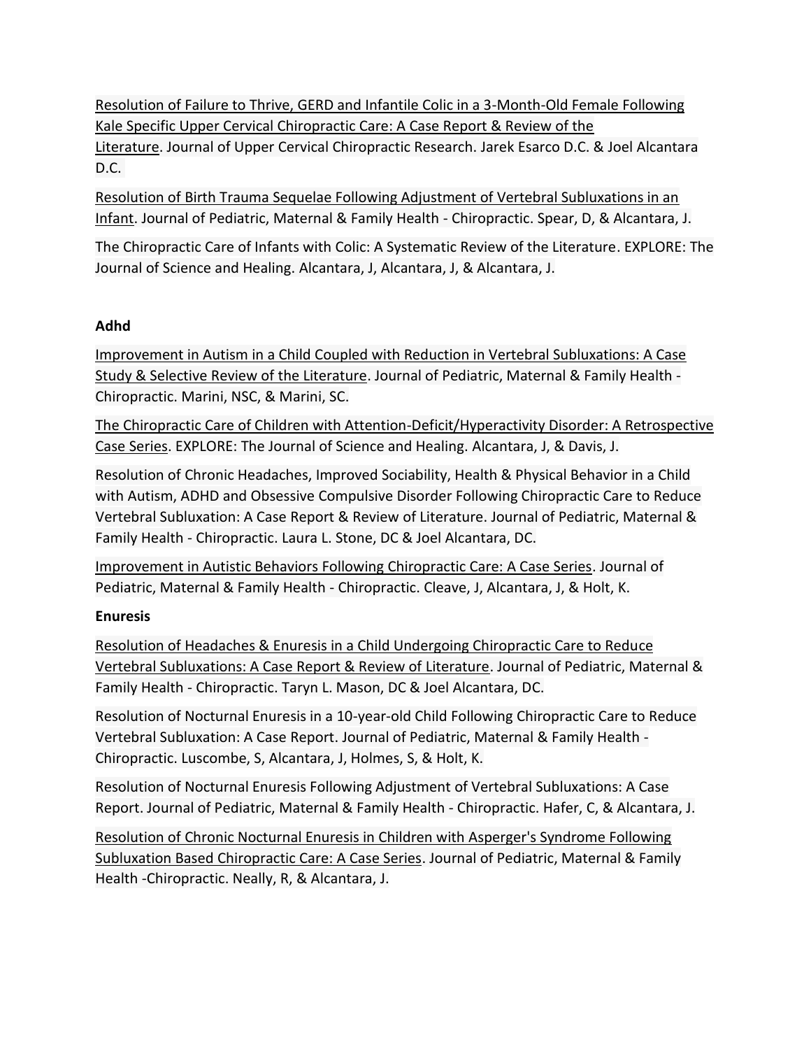Resolution of Failure to Thrive, GERD and Infantile Colic in a 3-Month-Old Female Following Kale Specific Upper Cervical Chiropractic Care: A Case Report & Review of the Literature. Journal of Upper Cervical Chiropractic Research. Jarek Esarco D.C. & Joel Alcantara D.C.

Resolution of Birth Trauma Sequelae Following Adjustment of Vertebral Subluxations in an Infant. Journal of Pediatric, Maternal & Family Health - Chiropractic. Spear, D, & Alcantara, J.

The Chiropractic Care of Infants with Colic: A Systematic Review of the Literature. EXPLORE: The Journal of Science and Healing. Alcantara, J, Alcantara, J, & Alcantara, J.

**Adhd**

Improvement in Autism in a Child Coupled with Reduction in Vertebral Subluxations: A Case Study & Selective Review of the Literature. Journal of Pediatric, Maternal & Family Health - Chiropractic. Marini, NSC, & Marini, SC.

The Chiropractic Care of Children with Attention-Deficit/Hyperactivity Disorder: A Retrospective Case Series. EXPLORE: The Journal of Science and Healing. Alcantara, J, & Davis, J.

Resolution of Chronic Headaches, Improved Sociability, Health & Physical Behavior in a Child with Autism, ADHD and Obsessive Compulsive Disorder Following Chiropractic Care to Reduce Vertebral Subluxation: A Case Report & Review of Literature. Journal of Pediatric, Maternal & Family Health - Chiropractic. Laura L. Stone, DC & Joel Alcantara, DC.

Improvement in Autistic Behaviors Following Chiropractic Care: A Case Series. Journal of Pediatric, Maternal & Family Health - Chiropractic. Cleave, J, Alcantara, J, & Holt, K.

**Enuresis**

Resolution of Headaches & Enuresis in a Child Undergoing Chiropractic Care to Reduce Vertebral Subluxations: A Case Report & Review of Literature. Journal of Pediatric, Maternal & Family Health - Chiropractic. Taryn L. Mason, DC & Joel Alcantara, DC.

Resolution of Nocturnal Enuresis in a 10-year-old Child Following Chiropractic Care to Reduce Vertebral Subluxation: A Case Report. Journal of Pediatric, Maternal & Family Health - Chiropractic. Luscombe, S, Alcantara, J, Holmes, S, & Holt, K.

Resolution of Nocturnal Enuresis Following Adjustment of Vertebral Subluxations: A Case Report. Journal of Pediatric, Maternal & Family Health - Chiropractic. Hafer, C, & Alcantara, J.

Resolution of Chronic Nocturnal Enuresis in Children with Asperger's Syndrome Following Subluxation Based Chiropractic Care: A Case Series. Journal of Pediatric, Maternal & Family Health -Chiropractic. Neally, R, & Alcantara, J.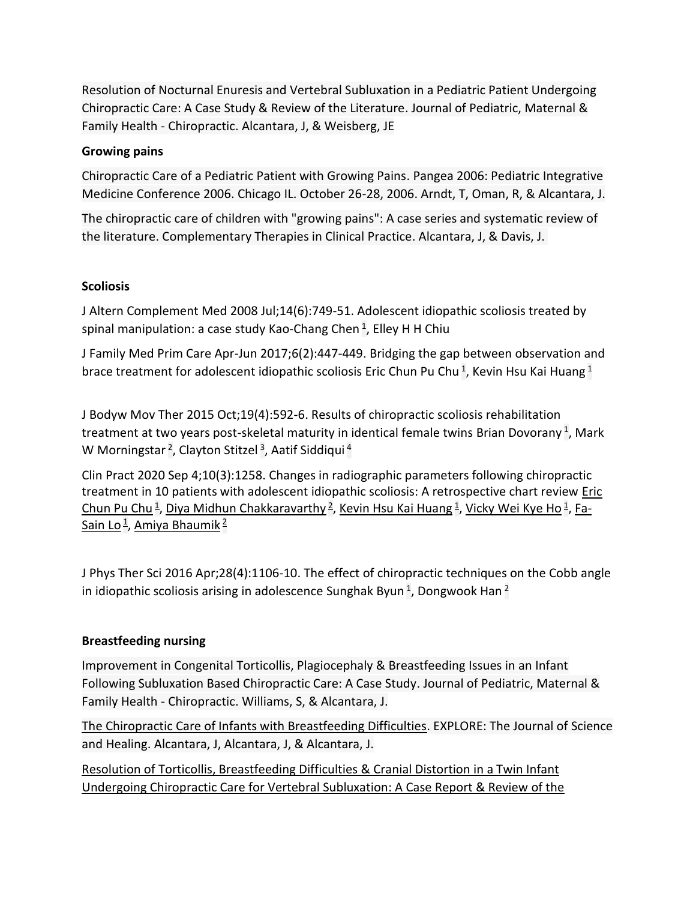Resolution of Nocturnal Enuresis and Vertebral Subluxation in a Pediatric Patient Undergoing Chiropractic Care: A Case Study & Review of the Literature. Journal of Pediatric, Maternal & Family Health - Chiropractic. Alcantara, J, & Weisberg, JE

**Growing pains**

Chiropractic Care of a Pediatric Patient with Growing Pains. Pangea 2006: Pediatric Integrative Medicine Conference 2006. Chicago IL. October 26-28, 2006. Arndt, T, Oman, R, & Alcantara, J.

The chiropractic care of children with "growing pains": A case series and systematic review of the literature. Complementary Therapies in Clinical Practice. Alcantara, J, & Davis, J.

**Scoliosis**

J Altern Complement Med 2008 Jul;14(6):749-51. Adolescent idiopathic scoliosis treated by spinal manipulation: a case study Kao-Chang Chen [1], Elley H H Chiu

J Family Med Prim Care Apr-Jun 2017;6(2):447-449. Bridging the gap between observation and brace treatment for adolescent idiopathic scoliosis Eric Chun Pu Chu [1], Kevin Hsu Kai Huang [1]

J Bodyw Mov Ther 2015 Oct;19(4):592-6. Results of chiropractic scoliosis rehabilitation treatment at two years post-skeletal maturity in identical female twins Brian Dovorany [1], Mark W Morningstar [2], Clayton Stitzel [3], Aatif Siddiqui [4]

Clin Pract 2020 Sep 4;10(3):1258. Changes in radiographic parameters following chiropractic treatment in 10 patients with adolescent idiopathic scoliosis: A retrospective chart review Eric Chun Pu Chu [1], Diya Midhun Chakkaravarthy [2], Kevin Hsu Kai Huang [1], Vicky Wei Kye Ho [1], Fa-Sain Lo [1], Amiya Bhaumik [2]

J Phys Ther Sci 2016 Apr;28(4):1106-10. The effect of chiropractic techniques on the Cobb angle in idiopathic scoliosis arising in adolescence Sunghak Byun [1], Dongwook Han [2]

**Breastfeeding nursing**

Improvement in Congenital Torticollis, Plagiocephaly & Breastfeeding Issues in an Infant Following Subluxation Based Chiropractic Care: A Case Study. Journal of Pediatric, Maternal & Family Health - Chiropractic. Williams, S, & Alcantara, J.

The Chiropractic Care of Infants with Breastfeeding Difficulties. EXPLORE: The Journal of Science and Healing. Alcantara, J, Alcantara, J, & Alcantara, J.

Resolution of Torticollis, Breastfeeding Difficulties & Cranial Distortion in a Twin Infant Undergoing Chiropractic Care for Vertebral Subluxation: A Case Report & Review of the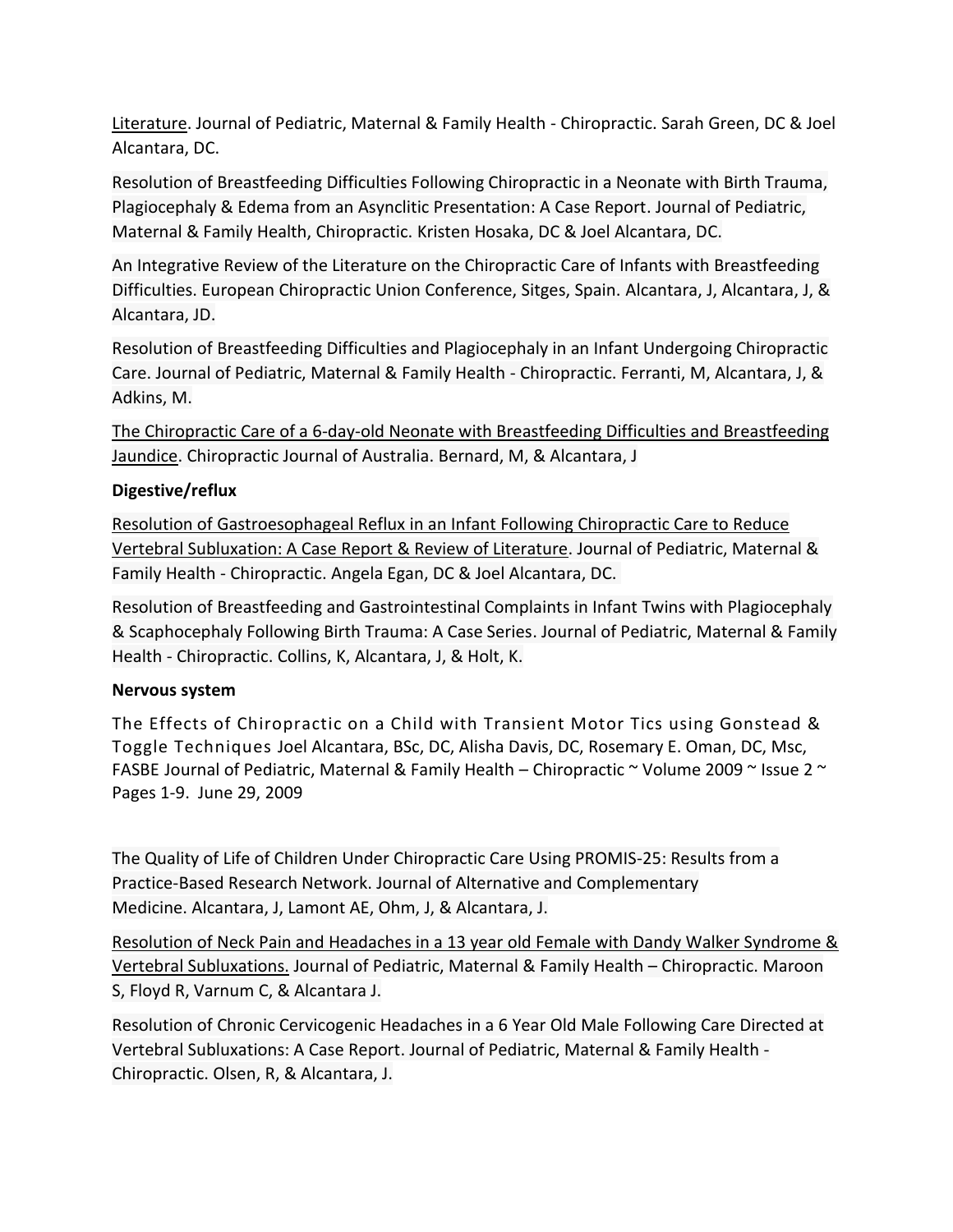Literature. Journal of Pediatric, Maternal & Family Health - Chiropractic. Sarah Green, DC & Joel Alcantara, DC.

Resolution of Breastfeeding Difficulties Following Chiropractic in a Neonate with Birth Trauma, Plagiocephaly & Edema from an Asynclitic Presentation: A Case Report. Journal of Pediatric, Maternal & Family Health, Chiropractic. Kristen Hosaka, DC & Joel Alcantara, DC.

An Integrative Review of the Literature on the Chiropractic Care of Infants with Breastfeeding Difficulties. European Chiropractic Union Conference, Sitges, Spain. Alcantara, J, Alcantara, J, & Alcantara, JD.

Resolution of Breastfeeding Difficulties and Plagiocephaly in an Infant Undergoing Chiropractic Care. Journal of Pediatric, Maternal & Family Health - Chiropractic. Ferranti, M, Alcantara, J, & Adkins, M.

The Chiropractic Care of a 6-day-old Neonate with Breastfeeding Difficulties and Breastfeeding Jaundice. Chiropractic Journal of Australia. Bernard, M, & Alcantara, J

**Digestive/reflux**

Resolution of Gastroesophageal Reflux in an Infant Following Chiropractic Care to Reduce Vertebral Subluxation: A Case Report & Review of Literature. Journal of Pediatric, Maternal & Family Health - Chiropractic. Angela Egan, DC & Joel Alcantara, DC.

Resolution of Breastfeeding and Gastrointestinal Complaints in Infant Twins with Plagiocephaly & Scaphocephaly Following Birth Trauma: A Case Series. Journal of Pediatric, Maternal & Family Health - Chiropractic. Collins, K, Alcantara, J, & Holt, K.

**Nervous system**

The Effects of Chiropractic on a Child with Transient Motor Tics using Gonstead & Toggle Techniques Joel Alcantara, BSc, DC, Alisha Davis, DC, Rosemary E. Oman, DC, Msc, FASBE Journal of Pediatric, Maternal & Family Health – Chiropractic ~ Volume 2009 ~ Issue 2 ~ Pages 1-9. June 29, 2009

The Quality of Life of Children Under Chiropractic Care Using PROMIS-25: Results from a Practice-Based Research Network. Journal of Alternative and Complementary Medicine. Alcantara, J, Lamont AE, Ohm, J, & Alcantara, J.

Resolution of Neck Pain and Headaches in a 13 year old Female with Dandy Walker Syndrome & Vertebral Subluxations. Journal of Pediatric, Maternal & Family Health – Chiropractic. Maroon S, Floyd R, Varnum C, & Alcantara J.

Resolution of Chronic Cervicogenic Headaches in a 6 Year Old Male Following Care Directed at Vertebral Subluxations: A Case Report. Journal of Pediatric, Maternal & Family Health - Chiropractic. Olsen, R, & Alcantara, J.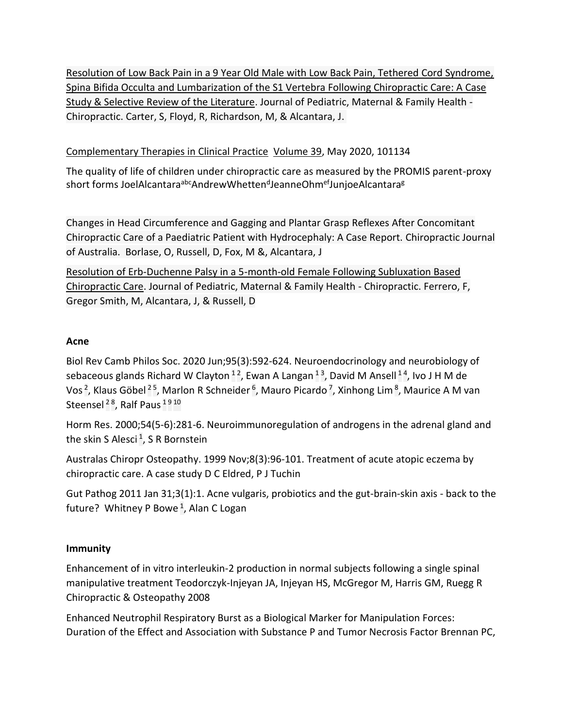Resolution of Low Back Pain in a 9 Year Old Male with Low Back Pain, Tethered Cord Syndrome, Spina Bifida Occulta and Lumbarization of the S1 Vertebra Following Chiropractic Care: A Case Study & Selective Review of the Literature. Journal of Pediatric, Maternal & Family Health - Chiropractic. Carter, S, Floyd, R, Richardson, M, & Alcantara, J.

Complementary Therapies in Clinical Practice Volume 39, May 2020, 101134

The quality of life of children under chiropractic care as measured by the PROMIS parent-proxy short forms JoelAlcantara[abc]AndrewWhetten[d]JeanneOhm[ef]JunjoeAlcantara[g]

Changes in Head Circumference and Gagging and Plantar Grasp Reflexes After Concomitant Chiropractic Care of a Paediatric Patient with Hydrocephaly: A Case Report. Chiropractic Journal of Australia. Borlase, O, Russell, D, Fox, M &, Alcantara, J

Resolution of Erb-Duchenne Palsy in a 5-month-old Female Following Subluxation Based Chiropractic Care. Journal of Pediatric, Maternal & Family Health - Chiropractic. Ferrero, F, Gregor Smith, M, Alcantara, J, & Russell, D

**Acne**

Biol Rev Camb Philos Soc. 2020 Jun;95(3):592-624. Neuroendocrinology and neurobiology of sebaceous glands Richard W Clayton[1 2], Ewan A Langan[1 3], David M Ansell[1 4], Ivo J H M de Vos[2], Klaus Göbel[2 5], Marlon R Schneider[6], Mauro Picardo[7], Xinhong Lim[8], Maurice A M van Steensel[2 8], Ralf Paus[1 9 10]

Horm Res. 2000;54(5-6):281-6. Neuroimmunoregulation of androgens in the adrenal gland and the skin S Alesci[1], S R Bornstein

Australas Chiropr Osteopathy. 1999 Nov;8(3):96-101. Treatment of acute atopic eczema by chiropractic care. A case study D C Eldred, P J Tuchin

Gut Pathog 2011 Jan 31;3(1):1. Acne vulgaris, probiotics and the gut-brain-skin axis - back to the future? Whitney P Bowe[1], Alan C Logan

**Immunity**

Enhancement of in vitro interleukin-2 production in normal subjects following a single spinal manipulative treatment Teodorczyk-Injeyan JA, Injeyan HS, McGregor M, Harris GM, Ruegg R Chiropractic & Osteopathy 2008

Enhanced Neutrophil Respiratory Burst as a Biological Marker for Manipulation Forces: Duration of the Effect and Association with Substance P and Tumor Necrosis Factor Brennan PC,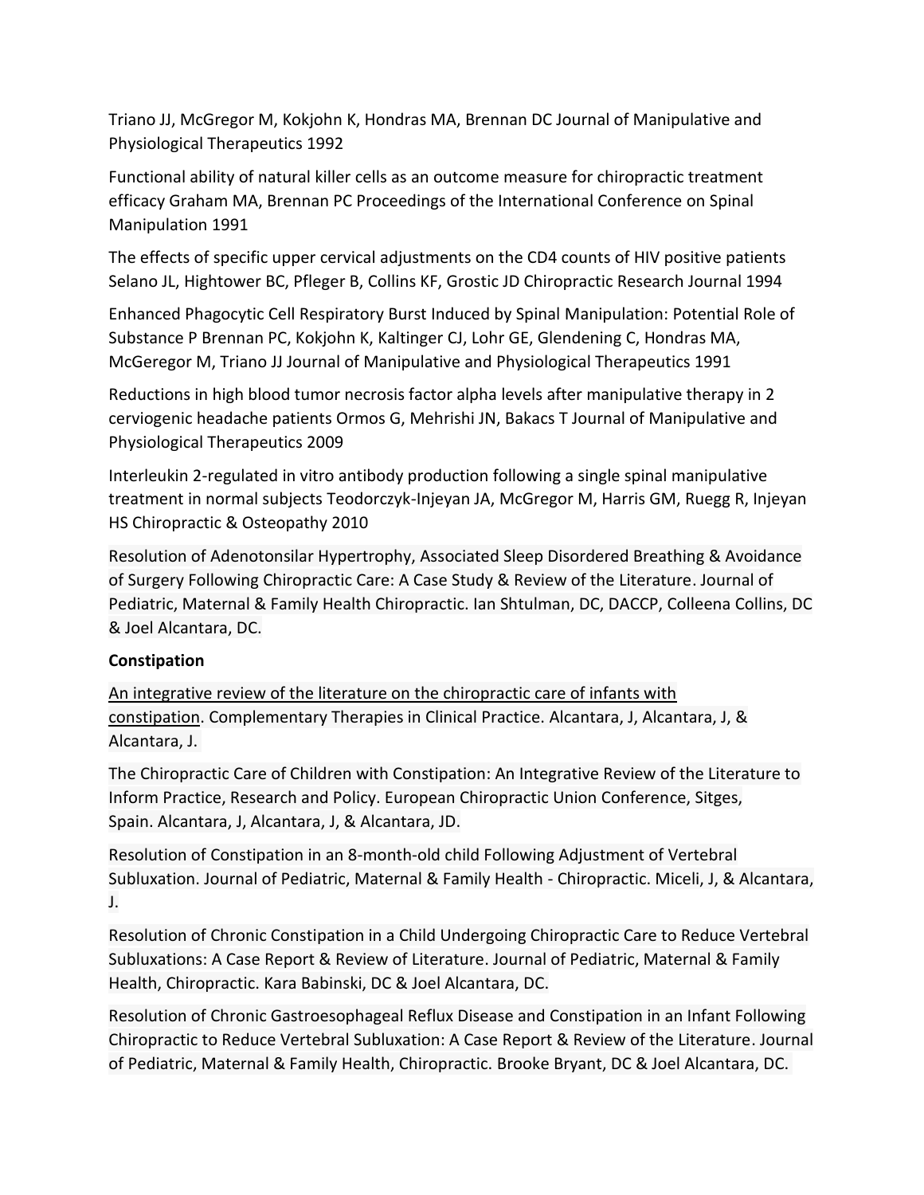Triano JJ, McGregor M, Kokjohn K, Hondras MA, Brennan DC Journal of Manipulative and Physiological Therapeutics 1992

Functional ability of natural killer cells as an outcome measure for chiropractic treatment efficacy Graham MA, Brennan PC Proceedings of the International Conference on Spinal Manipulation 1991

The effects of specific upper cervical adjustments on the CD4 counts of HIV positive patients Selano JL, Hightower BC, Pfleger B, Collins KF, Grostic JD Chiropractic Research Journal 1994

Enhanced Phagocytic Cell Respiratory Burst Induced by Spinal Manipulation: Potential Role of Substance P Brennan PC, Kokjohn K, Kaltinger CJ, Lohr GE, Glendening C, Hondras MA, McGeregor M, Triano JJ Journal of Manipulative and Physiological Therapeutics 1991

Reductions in high blood tumor necrosis factor alpha levels after manipulative therapy in 2 cerviogenic headache patients Ormos G, Mehrishi JN, Bakacs T Journal of Manipulative and Physiological Therapeutics 2009

Interleukin 2-regulated in vitro antibody production following a single spinal manipulative treatment in normal subjects Teodorczyk-Injeyan JA, McGregor M, Harris GM, Ruegg R, Injeyan HS Chiropractic & Osteopathy 2010

Resolution of Adenotonsilar Hypertrophy, Associated Sleep Disordered Breathing & Avoidance of Surgery Following Chiropractic Care: A Case Study & Review of the Literature. Journal of Pediatric, Maternal & Family Health Chiropractic. Ian Shtulman, DC, DACCP, Colleena Collins, DC & Joel Alcantara, DC.

**Constipation**

An integrative review of the literature on the chiropractic care of infants with constipation. Complementary Therapies in Clinical Practice. Alcantara, J, Alcantara, J, & Alcantara, J.

The Chiropractic Care of Children with Constipation: An Integrative Review of the Literature to Inform Practice, Research and Policy. European Chiropractic Union Conference, Sitges, Spain. Alcantara, J, Alcantara, J, & Alcantara, JD.

Resolution of Constipation in an 8-month-old child Following Adjustment of Vertebral Subluxation. Journal of Pediatric, Maternal & Family Health - Chiropractic. Miceli, J, & Alcantara, J.

Resolution of Chronic Constipation in a Child Undergoing Chiropractic Care to Reduce Vertebral Subluxations: A Case Report & Review of Literature. Journal of Pediatric, Maternal & Family Health, Chiropractic. Kara Babinski, DC & Joel Alcantara, DC.

Resolution of Chronic Gastroesophageal Reflux Disease and Constipation in an Infant Following Chiropractic to Reduce Vertebral Subluxation: A Case Report & Review of the Literature. Journal of Pediatric, Maternal & Family Health, Chiropractic. Brooke Bryant, DC & Joel Alcantara, DC.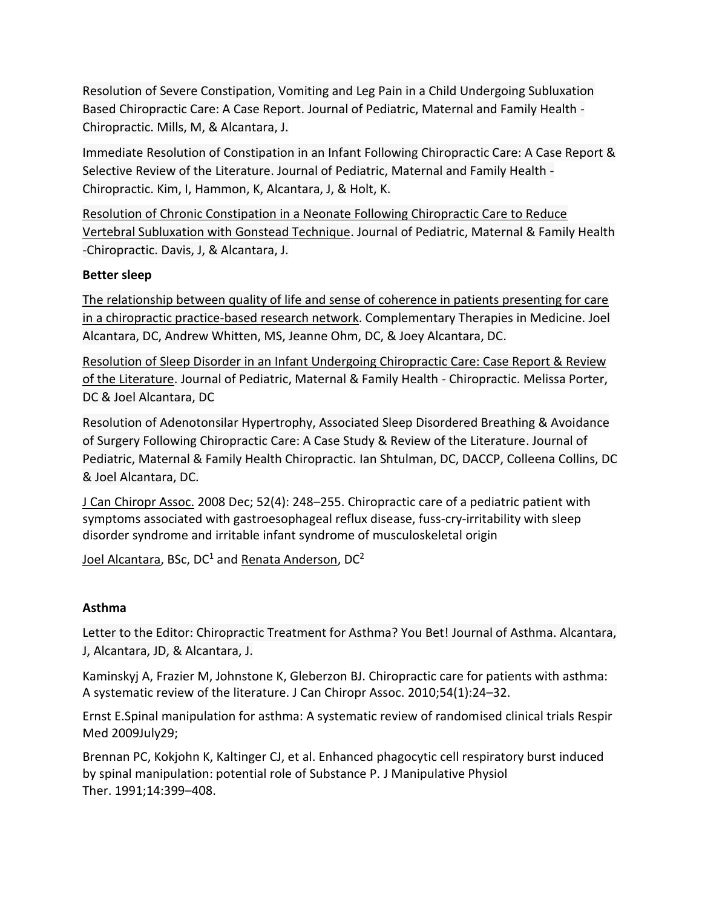Resolution of Severe Constipation, Vomiting and Leg Pain in a Child Undergoing Subluxation Based Chiropractic Care: A Case Report. Journal of Pediatric, Maternal and Family Health - Chiropractic. Mills, M, & Alcantara, J.

Immediate Resolution of Constipation in an Infant Following Chiropractic Care: A Case Report & Selective Review of the Literature. Journal of Pediatric, Maternal and Family Health - Chiropractic. Kim, I, Hammon, K, Alcantara, J, & Holt, K.

Resolution of Chronic Constipation in a Neonate Following Chiropractic Care to Reduce Vertebral Subluxation with Gonstead Technique. Journal of Pediatric, Maternal & Family Health -Chiropractic. Davis, J, & Alcantara, J.

**Better sleep**

The relationship between quality of life and sense of coherence in patients presenting for care in a chiropractic practice-based research network. Complementary Therapies in Medicine. Joel Alcantara, DC, Andrew Whitten, MS, Jeanne Ohm, DC, & Joey Alcantara, DC.

Resolution of Sleep Disorder in an Infant Undergoing Chiropractic Care: Case Report & Review of the Literature. Journal of Pediatric, Maternal & Family Health - Chiropractic. Melissa Porter, DC & Joel Alcantara, DC

Resolution of Adenotonsilar Hypertrophy, Associated Sleep Disordered Breathing & Avoidance of Surgery Following Chiropractic Care: A Case Study & Review of the Literature. Journal of Pediatric, Maternal & Family Health Chiropractic. Ian Shtulman, DC, DACCP, Colleena Collins, DC & Joel Alcantara, DC.

J Can Chiropr Assoc. 2008 Dec; 52(4): 248–255. Chiropractic care of a pediatric patient with symptoms associated with gastroesophageal reflux disease, fuss-cry-irritability with sleep disorder syndrome and irritable infant syndrome of musculoskeletal origin

Joel Alcantara, BSc, DC[1] and Renata Anderson, DC[2]

**Asthma**

Letter to the Editor: Chiropractic Treatment for Asthma? You Bet! Journal of Asthma. Alcantara, J, Alcantara, JD, & Alcantara, J.

Kaminskyj A, Frazier M, Johnstone K, Gleberzon BJ. Chiropractic care for patients with asthma: A systematic review of the literature. J Can Chiropr Assoc. 2010;54(1):24–32.

Ernst E.Spinal manipulation for asthma: A systematic review of randomised clinical trials Respir Med 2009July29;

Brennan PC, Kokjohn K, Kaltinger CJ, et al. Enhanced phagocytic cell respiratory burst induced by spinal manipulation: potential role of Substance P. J Manipulative Physiol Ther. 1991;14:399–408.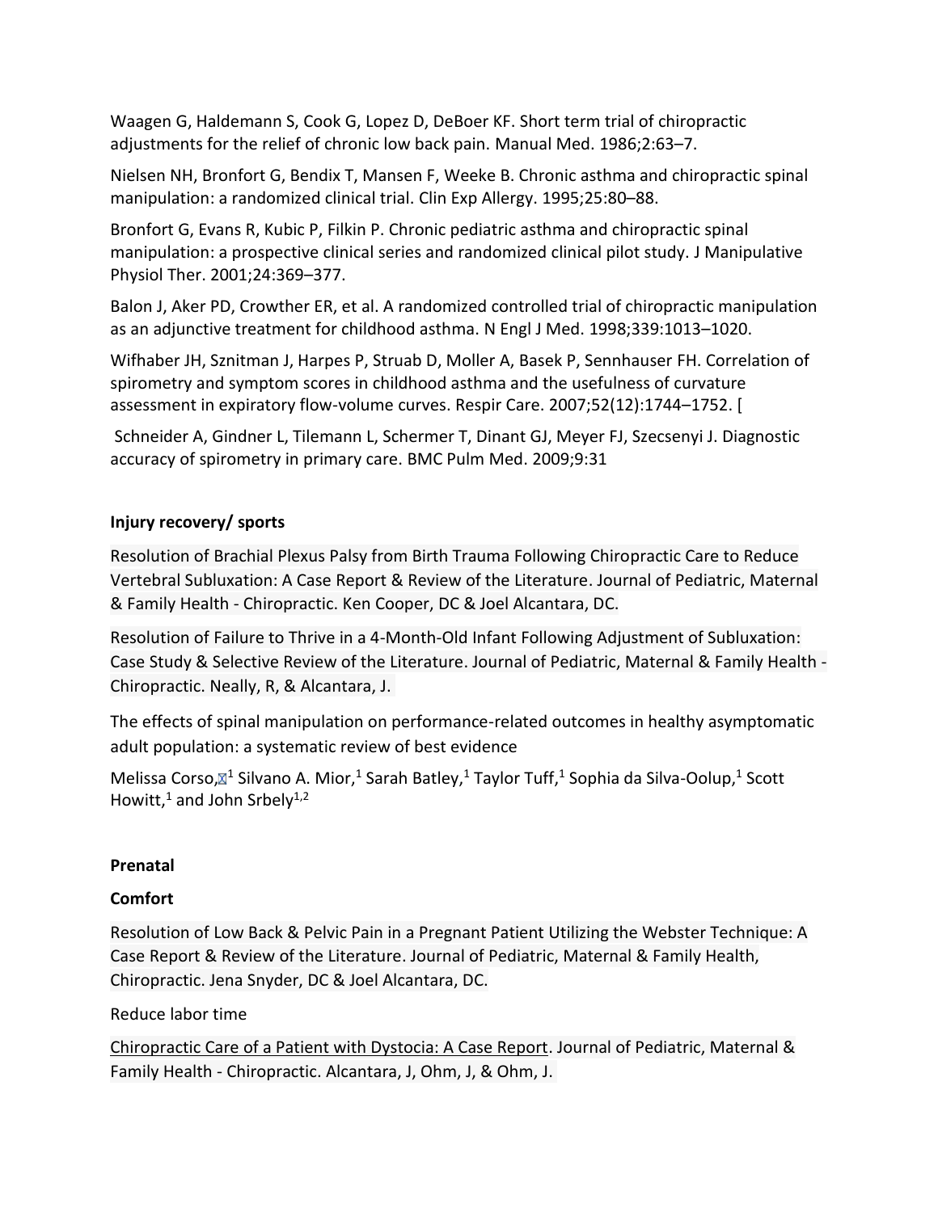Waagen G, Haldemann S, Cook G, Lopez D, DeBoer KF. Short term trial of chiropractic adjustments for the relief of chronic low back pain. Manual Med. 1986;2:63–7.

Nielsen NH, Bronfort G, Bendix T, Mansen F, Weeke B. Chronic asthma and chiropractic spinal manipulation: a randomized clinical trial. Clin Exp Allergy. 1995;25:80–88.

Bronfort G, Evans R, Kubic P, Filkin P. Chronic pediatric asthma and chiropractic spinal manipulation: a prospective clinical series and randomized clinical pilot study. J Manipulative Physiol Ther. 2001;24:369–377.

Balon J, Aker PD, Crowther ER, et al. A randomized controlled trial of chiropractic manipulation as an adjunctive treatment for childhood asthma. N Engl J Med. 1998;339:1013–1020.

Wifhaber JH, Sznitman J, Harpes P, Struab D, Moller A, Basek P, Sennhauser FH. Correlation of spirometry and symptom scores in childhood asthma and the usefulness of curvature assessment in expiratory flow-volume curves. Respir Care. 2007;52(12):1744–1752. [

Schneider A, Gindner L, Tilemann L, Schermer T, Dinant GJ, Meyer FJ, Szecsenyi J. Diagnostic accuracy of spirometry in primary care. BMC Pulm Med. 2009;9:31

**Injury recovery/ sports**

Resolution of Brachial Plexus Palsy from Birth Trauma Following Chiropractic Care to Reduce Vertebral Subluxation: A Case Report & Review of the Literature. Journal of Pediatric, Maternal & Family Health - Chiropractic. Ken Cooper, DC & Joel Alcantara, DC.

Resolution of Failure to Thrive in a 4-Month-Old Infant Following Adjustment of Subluxation: Case Study & Selective Review of the Literature. Journal of Pediatric, Maternal & Family Health - Chiropractic. Neally, R, & Alcantara, J.

The effects of spinal manipulation on performance-related outcomes in healthy asymptomatic adult population: a systematic review of best evidence

Melissa Corso,[1] Silvano A. Mior,[1] Sarah Batley,[1] Taylor Tuff,[1] Sophia da Silva-Oolup,[1] Scott Howitt,[1] and John Srbely[1,2]

**Prenatal**

**Comfort**

Resolution of Low Back & Pelvic Pain in a Pregnant Patient Utilizing the Webster Technique: A Case Report & Review of the Literature. Journal of Pediatric, Maternal & Family Health, Chiropractic. Jena Snyder, DC & Joel Alcantara, DC.

Reduce labor time

Chiropractic Care of a Patient with Dystocia: A Case Report. Journal of Pediatric, Maternal & Family Health - Chiropractic. Alcantara, J, Ohm, J, & Ohm, J.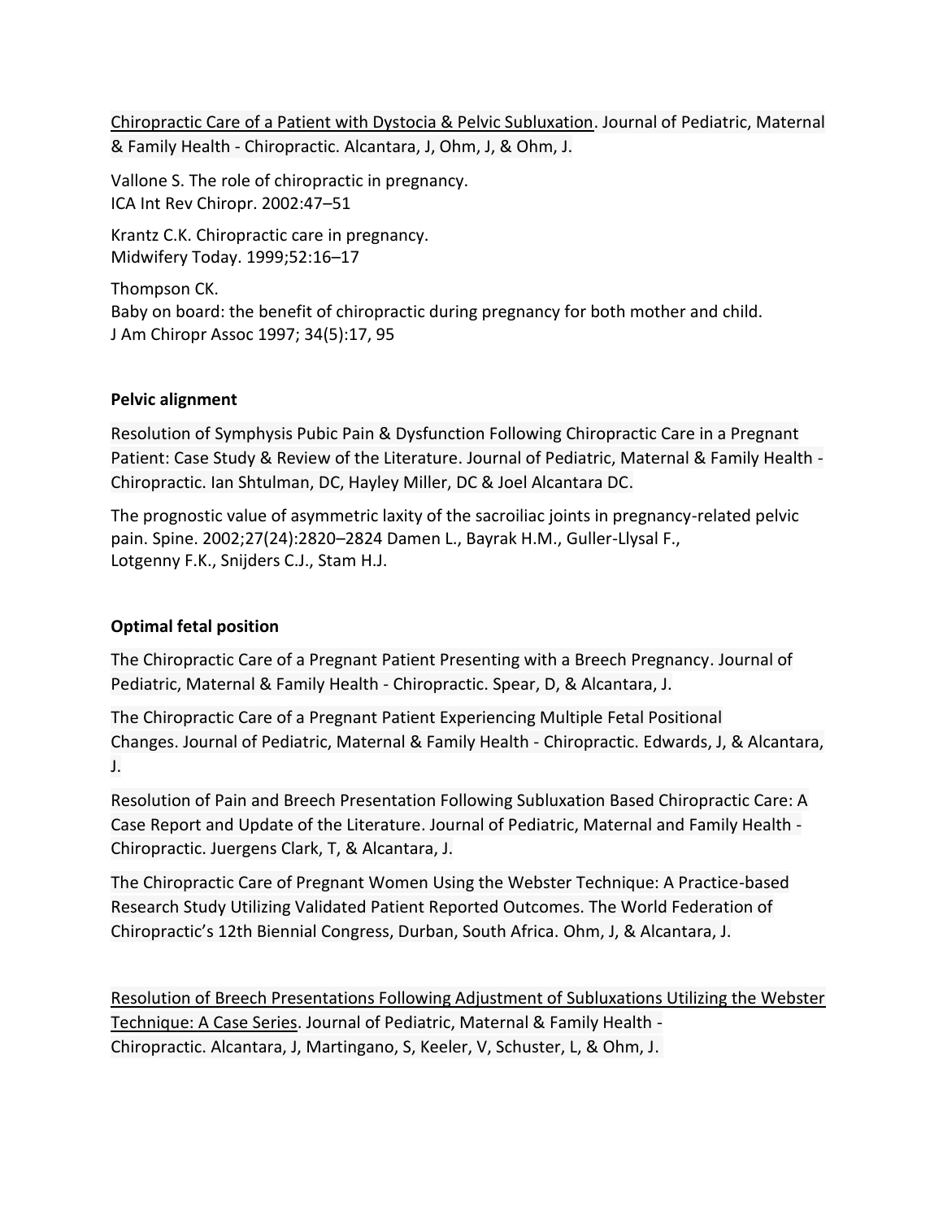Chiropractic Care of a Patient with Dystocia & Pelvic Subluxation. Journal of Pediatric, Maternal & Family Health - Chiropractic. Alcantara, J, Ohm, J, & Ohm, J.

Vallone S. The role of chiropractic in pregnancy.
ICA Int Rev Chiropr. 2002:47–51

Krantz C.K. Chiropractic care in pregnancy.
Midwifery Today. 1999;52:16–17

Thompson CK.
Baby on board: the benefit of chiropractic during pregnancy for both mother and child.
J Am Chiropr Assoc 1997; 34(5):17, 95

**Pelvic alignment**

Resolution of Symphysis Pubic Pain & Dysfunction Following Chiropractic Care in a Pregnant Patient: Case Study & Review of the Literature. Journal of Pediatric, Maternal & Family Health - Chiropractic. Ian Shtulman, DC, Hayley Miller, DC & Joel Alcantara DC.

The prognostic value of asymmetric laxity of the sacroiliac joints in pregnancy-related pelvic pain. Spine. 2002;27(24):2820–2824 Damen L., Bayrak H.M., Guller-Llysal F., Lotgenny F.K., Snijders C.J., Stam H.J.

**Optimal fetal position**

The Chiropractic Care of a Pregnant Patient Presenting with a Breech Pregnancy. Journal of Pediatric, Maternal & Family Health - Chiropractic. Spear, D, & Alcantara, J.

The Chiropractic Care of a Pregnant Patient Experiencing Multiple Fetal Positional Changes. Journal of Pediatric, Maternal & Family Health - Chiropractic. Edwards, J, & Alcantara, J.

Resolution of Pain and Breech Presentation Following Subluxation Based Chiropractic Care: A Case Report and Update of the Literature. Journal of Pediatric, Maternal and Family Health - Chiropractic. Juergens Clark, T, & Alcantara, J.

The Chiropractic Care of Pregnant Women Using the Webster Technique: A Practice-based Research Study Utilizing Validated Patient Reported Outcomes. The World Federation of Chiropractic's 12th Biennial Congress, Durban, South Africa. Ohm, J, & Alcantara, J.

Resolution of Breech Presentations Following Adjustment of Subluxations Utilizing the Webster Technique: A Case Series. Journal of Pediatric, Maternal & Family Health - Chiropractic. Alcantara, J, Martingano, S, Keeler, V, Schuster, L, & Ohm, J.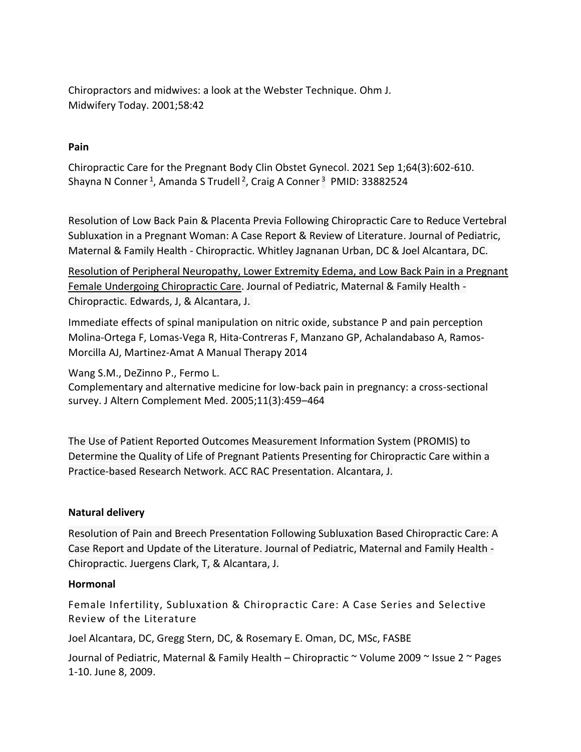Chiropractors and midwives: a look at the Webster Technique. Ohm J.
Midwifery Today. 2001;58:42

**Pain**

Chiropractic Care for the Pregnant Body Clin Obstet Gynecol. 2021 Sep 1;64(3):602-610.
Shayna N Conner [1], Amanda S Trudell [2], Craig A Conner [3] PMID: 33882524

Resolution of Low Back Pain & Placenta Previa Following Chiropractic Care to Reduce Vertebral Subluxation in a Pregnant Woman: A Case Report & Review of Literature. Journal of Pediatric, Maternal & Family Health - Chiropractic. Whitley Jagnanan Urban, DC & Joel Alcantara, DC.

Resolution of Peripheral Neuropathy, Lower Extremity Edema, and Low Back Pain in a Pregnant Female Undergoing Chiropractic Care. Journal of Pediatric, Maternal & Family Health - Chiropractic. Edwards, J, & Alcantara, J.

Immediate effects of spinal manipulation on nitric oxide, substance P and pain perception Molina-Ortega F, Lomas-Vega R, Hita-Contreras F, Manzano GP, Achalandabaso A, Ramos-Morcilla AJ, Martinez-Amat A Manual Therapy 2014

Wang S.M., DeZinno P., Fermo L.
Complementary and alternative medicine for low-back pain in pregnancy: a cross-sectional survey. J Altern Complement Med. 2005;11(3):459–464

The Use of Patient Reported Outcomes Measurement Information System (PROMIS) to Determine the Quality of Life of Pregnant Patients Presenting for Chiropractic Care within a Practice-based Research Network. ACC RAC Presentation. Alcantara, J.

**Natural delivery**

Resolution of Pain and Breech Presentation Following Subluxation Based Chiropractic Care: A Case Report and Update of the Literature. Journal of Pediatric, Maternal and Family Health - Chiropractic. Juergens Clark, T, & Alcantara, J.

**Hormonal**

Female Infertility, Subluxation & Chiropractic Care: A Case Series and Selective Review of the Literature

Joel Alcantara, DC, Gregg Stern, DC, & Rosemary E. Oman, DC, MSc, FASBE

Journal of Pediatric, Maternal & Family Health – Chiropractic ~ Volume 2009 ~ Issue 2 ~ Pages 1-10. June 8, 2009.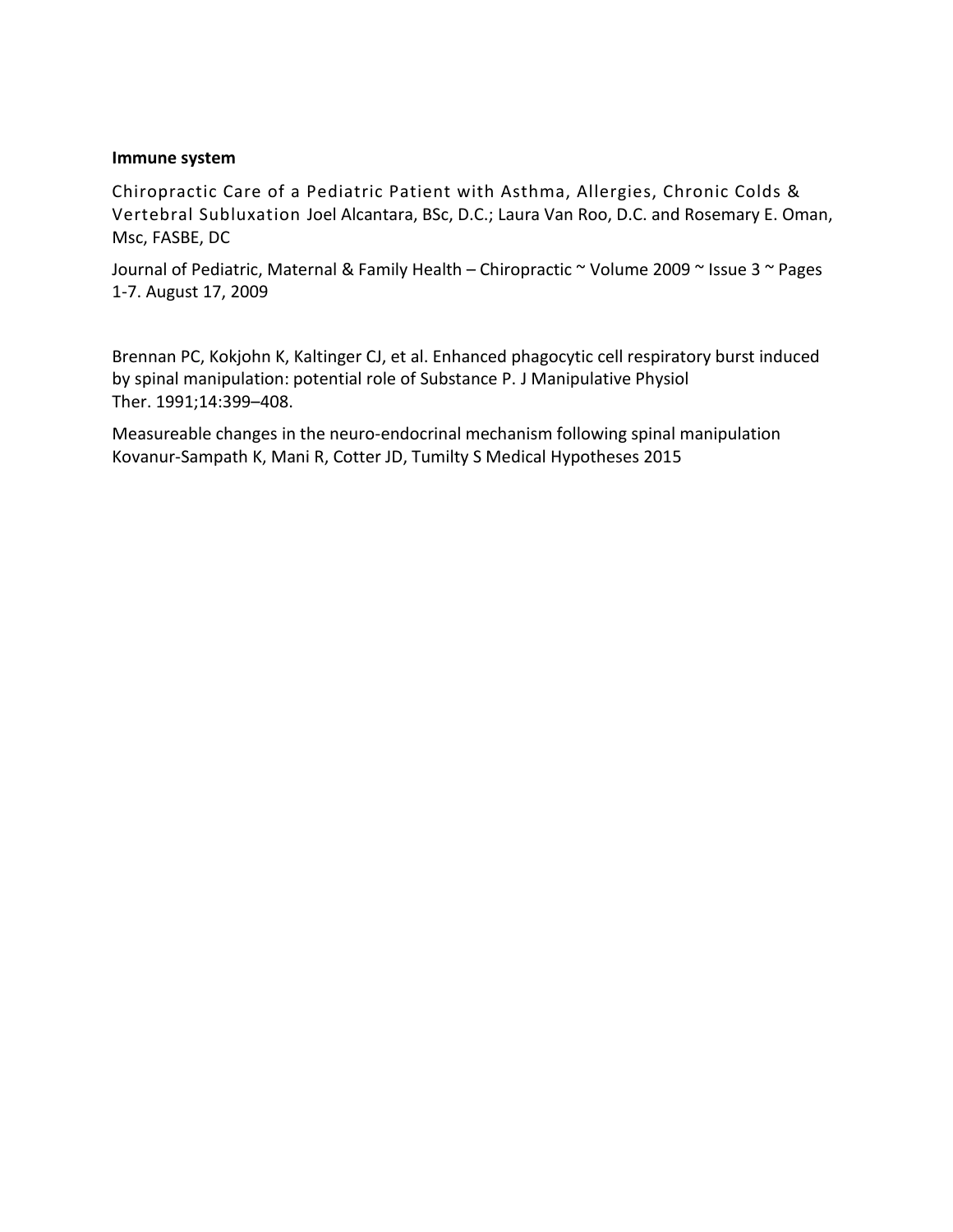**Immune system**

Chiropractic Care of a Pediatric Patient with Asthma, Allergies, Chronic Colds & Vertebral Subluxation Joel Alcantara, BSc, D.C.; Laura Van Roo, D.C. and Rosemary E. Oman, Msc, FASBE, DC

Journal of Pediatric, Maternal & Family Health – Chiropractic ~ Volume 2009 ~ Issue 3 ~ Pages 1-7. August 17, 2009

Brennan PC, Kokjohn K, Kaltinger CJ, et al. Enhanced phagocytic cell respiratory burst induced by spinal manipulation: potential role of Substance P. J Manipulative Physiol Ther. 1991;14:399–408.

Measureable changes in the neuro-endocrinal mechanism following spinal manipulation Kovanur-Sampath K, Mani R, Cotter JD, Tumilty S Medical Hypotheses 2015